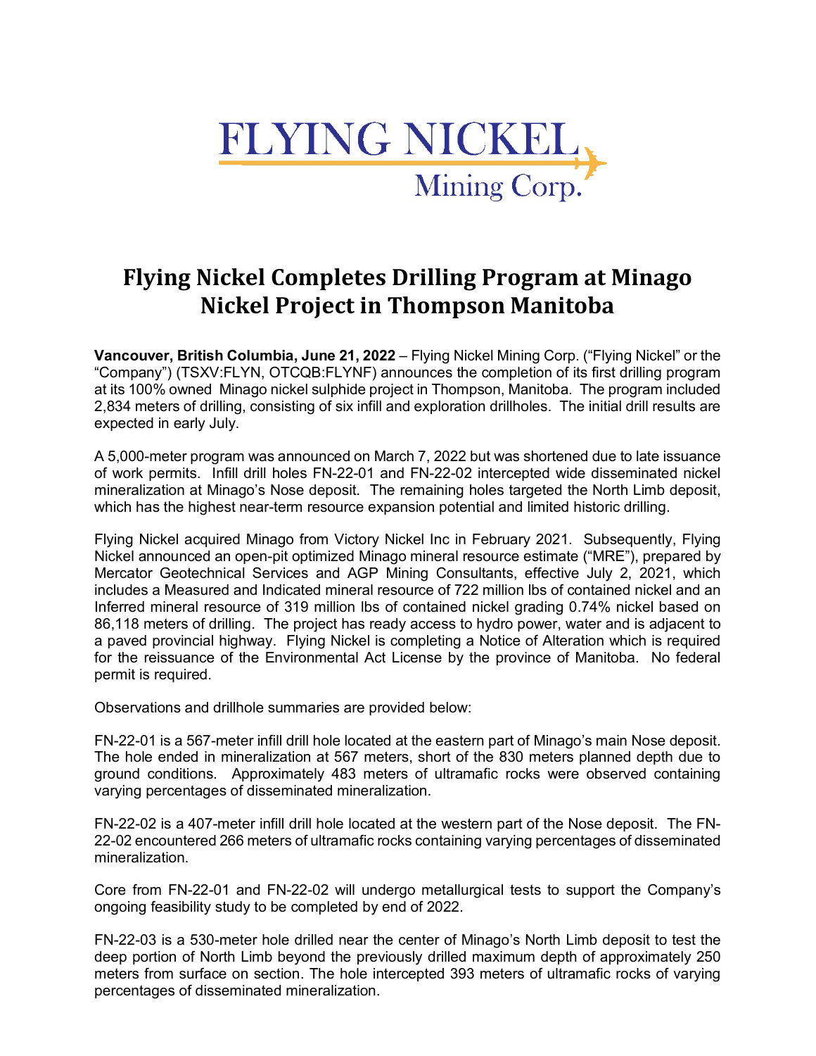FLYING NICKEL
Mining Corp.

# Flying Nickel Completes Drilling Program at Minago Nickel Project in Thompson Manitoba

**Vancouver, British Columbia, June 21, 2022** – Flying Nickel Mining Corp. ("Flying Nickel" or the "Company") (TSXV:FLYN, OTCQB:FLYNF) announces the completion of its first drilling program at its 100% owned Minago nickel sulphide project in Thompson, Manitoba. The program included 2,834 meters of drilling, consisting of six infill and exploration drillholes. The initial drill results are expected in early July.

A 5,000-meter program was announced on March 7, 2022 but was shortened due to late issuance of work permits. Infill drill holes FN-22-01 and FN-22-02 intercepted wide disseminated nickel mineralization at Minago's Nose deposit. The remaining holes targeted the North Limb deposit, which has the highest near-term resource expansion potential and limited historic drilling.

Flying Nickel acquired Minago from Victory Nickel Inc in February 2021. Subsequently, Flying Nickel announced an open-pit optimized Minago mineral resource estimate ("MRE"), prepared by Mercator Geotechnical Services and AGP Mining Consultants, effective July 2, 2021, which includes a Measured and Indicated mineral resource of 722 million lbs of contained nickel and an Inferred mineral resource of 319 million lbs of contained nickel grading 0.74% nickel based on 86,118 meters of drilling. The project has ready access to hydro power, water and is adjacent to a paved provincial highway. Flying Nickel is completing a Notice of Alteration which is required for the reissuance of the Environmental Act License by the province of Manitoba. No federal permit is required.

Observations and drillhole summaries are provided below:

FN-22-01 is a 567-meter infill drill hole located at the eastern part of Minago's main Nose deposit. The hole ended in mineralization at 567 meters, short of the 830 meters planned depth due to ground conditions. Approximately 483 meters of ultramafic rocks were observed containing varying percentages of disseminated mineralization.

FN-22-02 is a 407-meter infill drill hole located at the western part of the Nose deposit. The FN-22-02 encountered 266 meters of ultramafic rocks containing varying percentages of disseminated mineralization.

Core from FN-22-01 and FN-22-02 will undergo metallurgical tests to support the Company's ongoing feasibility study to be completed by end of 2022.

FN-22-03 is a 530-meter hole drilled near the center of Minago's North Limb deposit to test the deep portion of North Limb beyond the previously drilled maximum depth of approximately 250 meters from surface on section. The hole intercepted 393 meters of ultramafic rocks of varying percentages of disseminated mineralization.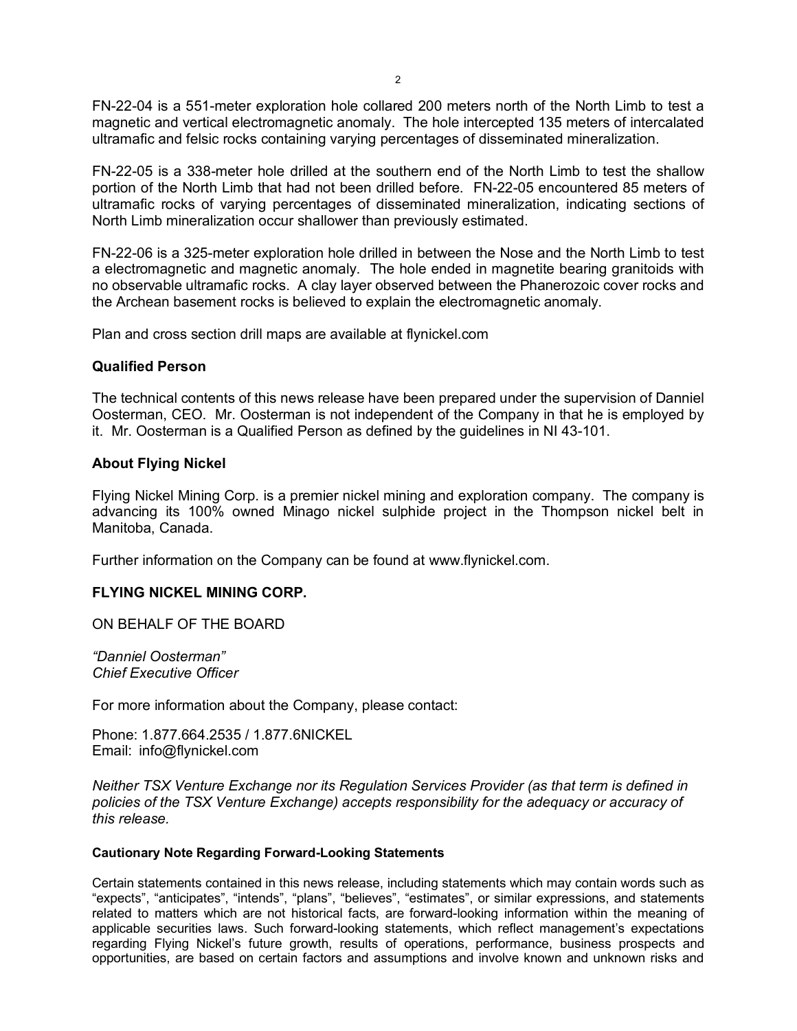FN-22-04 is a 551-meter exploration hole collared 200 meters north of the North Limb to test a magnetic and vertical electromagnetic anomaly. The hole intercepted 135 meters of intercalated ultramafic and felsic rocks containing varying percentages of disseminated mineralization.

FN-22-05 is a 338-meter hole drilled at the southern end of the North Limb to test the shallow portion of the North Limb that had not been drilled before. FN-22-05 encountered 85 meters of ultramafic rocks of varying percentages of disseminated mineralization, indicating sections of North Limb mineralization occur shallower than previously estimated.

FN-22-06 is a 325-meter exploration hole drilled in between the Nose and the North Limb to test a electromagnetic and magnetic anomaly. The hole ended in magnetite bearing granitoids with no observable ultramafic rocks. A clay layer observed between the Phanerozoic cover rocks and the Archean basement rocks is believed to explain the electromagnetic anomaly.

Plan and cross section drill maps are available at flynickel.com

### Qualified Person

The technical contents of this news release have been prepared under the supervision of Danniel Oosterman, CEO. Mr. Oosterman is not independent of the Company in that he is employed by it. Mr. Oosterman is a Qualified Person as defined by the guidelines in NI 43-101.

### About Flying Nickel

Flying Nickel Mining Corp. is a premier nickel mining and exploration company. The company is advancing its 100% owned Minago nickel sulphide project in the Thompson nickel belt in Manitoba, Canada.

Further information on the Company can be found at www.flynickel.com.

**FLYING NICKEL MINING CORP.**

ON BEHALF OF THE BOARD

*"Danniel Oosterman"*
*Chief Executive Officer*

For more information about the Company, please contact:

Phone: 1.877.664.2535 / 1.877.6NICKEL
Email: info@flynickel.com

*Neither TSX Venture Exchange nor its Regulation Services Provider (as that term is defined in policies of the TSX Venture Exchange) accepts responsibility for the adequacy or accuracy of this release.*

#### Cautionary Note Regarding Forward-Looking Statements

Certain statements contained in this news release, including statements which may contain words such as "expects", "anticipates", "intends", "plans", "believes", "estimates", or similar expressions, and statements related to matters which are not historical facts, are forward-looking information within the meaning of applicable securities laws. Such forward-looking statements, which reflect management's expectations regarding Flying Nickel's future growth, results of operations, performance, business prospects and opportunities, are based on certain factors and assumptions and involve known and unknown risks and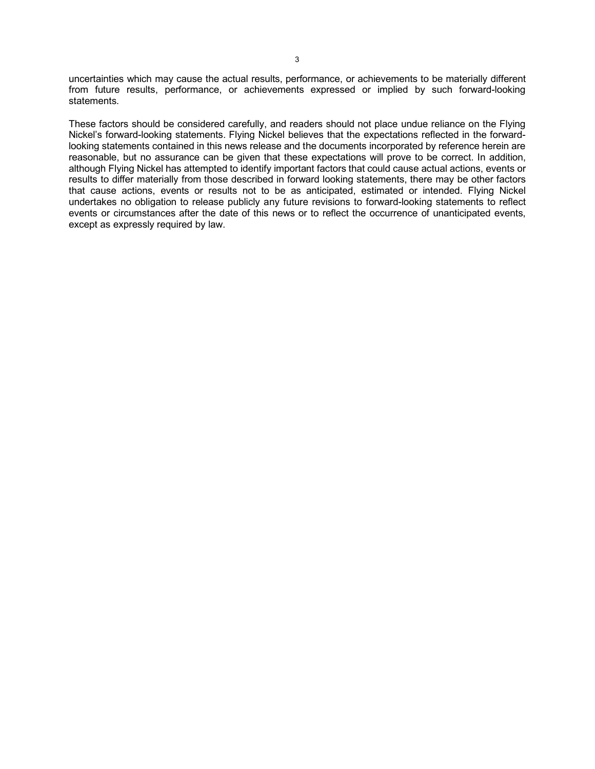uncertainties which may cause the actual results, performance, or achievements to be materially different from future results, performance, or achievements expressed or implied by such forward-looking statements.

These factors should be considered carefully, and readers should not place undue reliance on the Flying Nickel's forward-looking statements. Flying Nickel believes that the expectations reflected in the forward-looking statements contained in this news release and the documents incorporated by reference herein are reasonable, but no assurance can be given that these expectations will prove to be correct. In addition, although Flying Nickel has attempted to identify important factors that could cause actual actions, events or results to differ materially from those described in forward looking statements, there may be other factors that cause actions, events or results not to be as anticipated, estimated or intended. Flying Nickel undertakes no obligation to release publicly any future revisions to forward-looking statements to reflect events or circumstances after the date of this news or to reflect the occurrence of unanticipated events, except as expressly required by law.